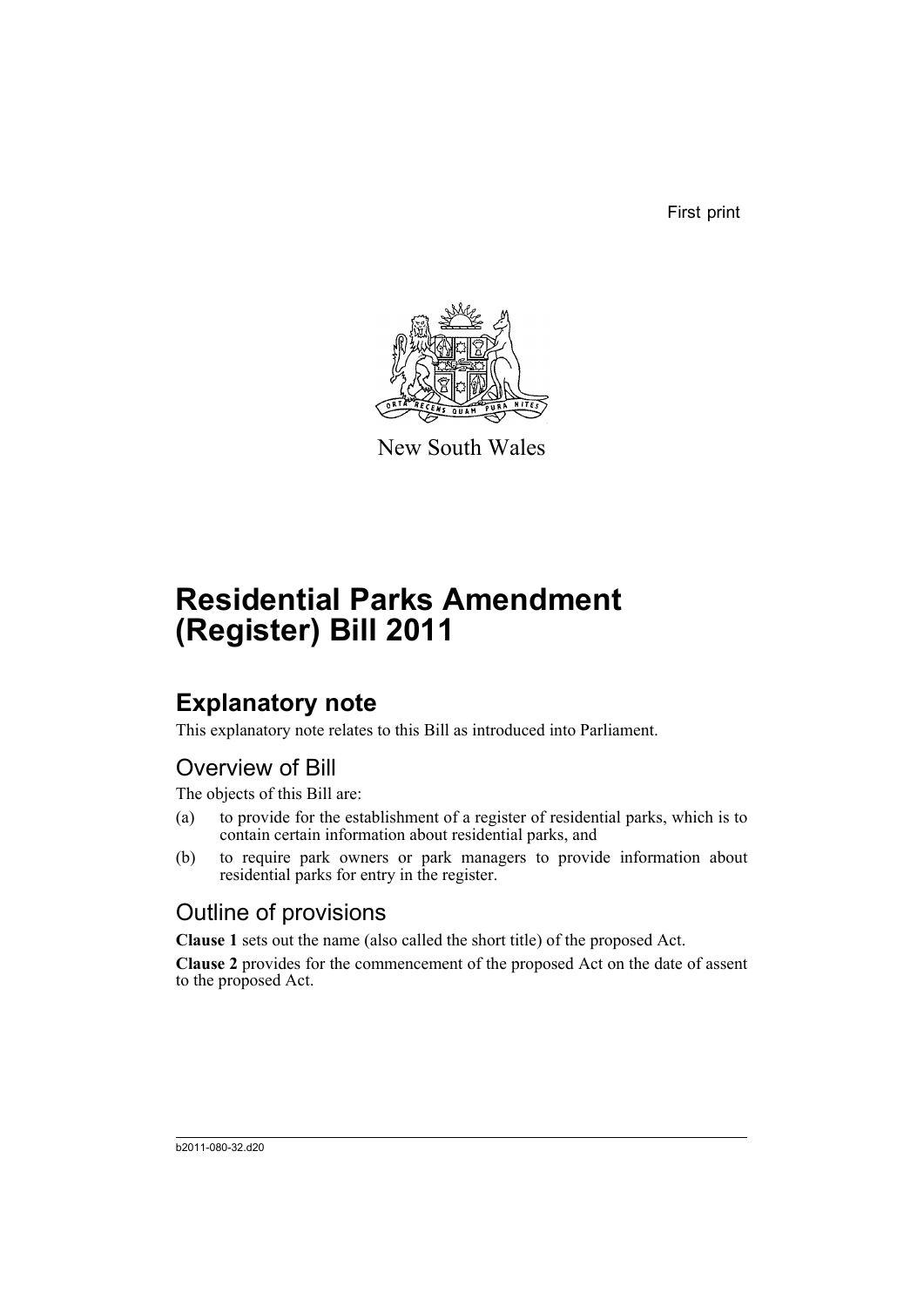First print

New South Wales

# Residential Parks Amendment (Register) Bill 2011

## Explanatory note

This explanatory note relates to this Bill as introduced into Parliament.

### Overview of Bill

The objects of this Bill are:

(a) to provide for the establishment of a register of residential parks, which is to contain certain information about residential parks, and

(b) to require park owners or park managers to provide information about residential parks for entry in the register.

### Outline of provisions

**Clause 1** sets out the name (also called the short title) of the proposed Act.

**Clause 2** provides for the commencement of the proposed Act on the date of assent to the proposed Act.

b2011-080-32.d20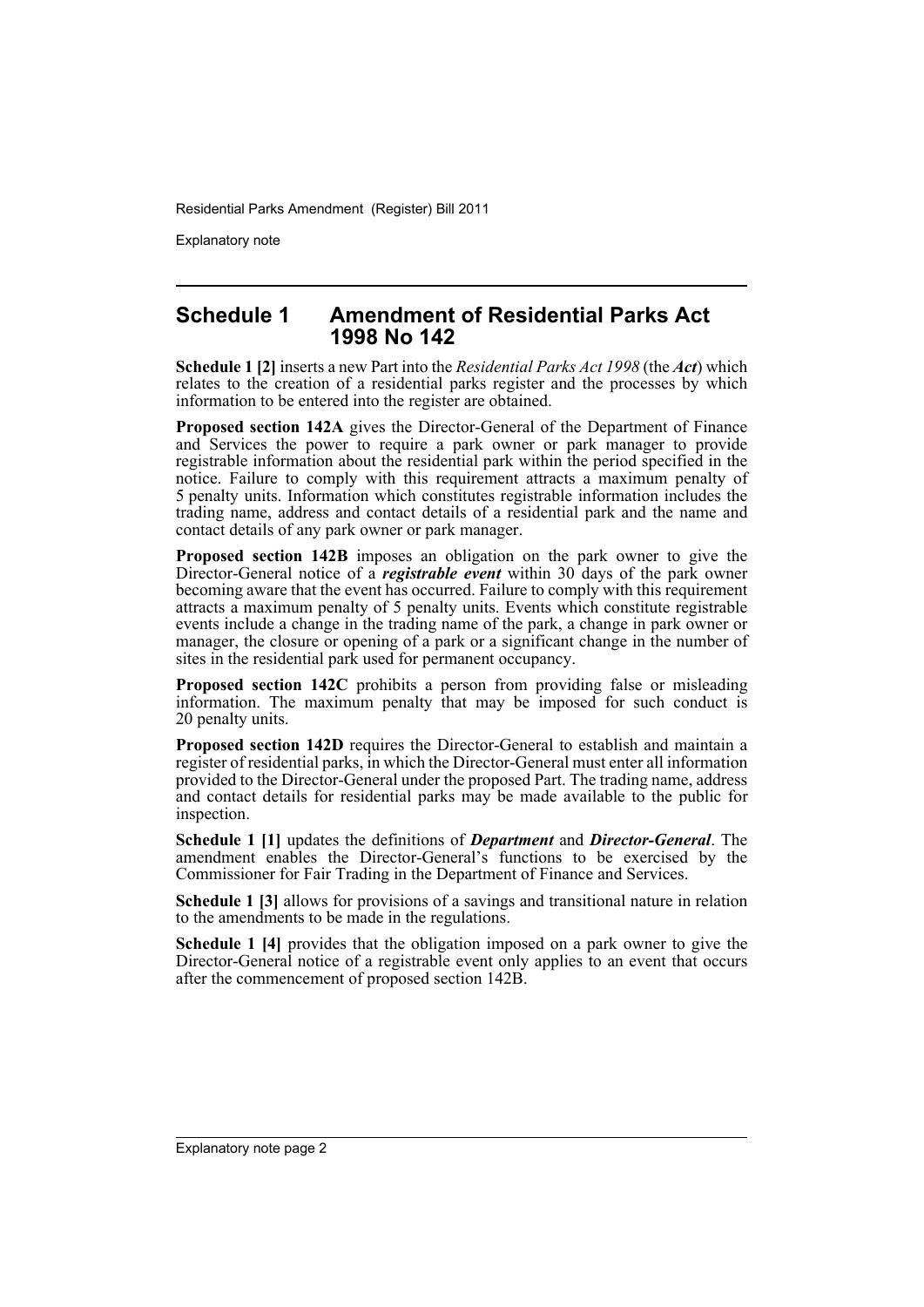## Schedule 1 Amendment of Residential Parks Act 1998 No 142

**Schedule 1 [2]** inserts a new Part into the *Residential Parks Act 1998* (the ***Act***) which relates to the creation of a residential parks register and the processes by which information to be entered into the register are obtained.

**Proposed section 142A** gives the Director-General of the Department of Finance and Services the power to require a park owner or park manager to provide registrable information about the residential park within the period specified in the notice. Failure to comply with this requirement attracts a maximum penalty of 5 penalty units. Information which constitutes registrable information includes the trading name, address and contact details of a residential park and the name and contact details of any park owner or park manager.

**Proposed section 142B** imposes an obligation on the park owner to give the Director-General notice of a ***registrable event*** within 30 days of the park owner becoming aware that the event has occurred. Failure to comply with this requirement attracts a maximum penalty of 5 penalty units. Events which constitute registrable events include a change in the trading name of the park, a change in park owner or manager, the closure or opening of a park or a significant change in the number of sites in the residential park used for permanent occupancy.

**Proposed section 142C** prohibits a person from providing false or misleading information. The maximum penalty that may be imposed for such conduct is 20 penalty units.

**Proposed section 142D** requires the Director-General to establish and maintain a register of residential parks, in which the Director-General must enter all information provided to the Director-General under the proposed Part. The trading name, address and contact details for residential parks may be made available to the public for inspection.

**Schedule 1 [1]** updates the definitions of ***Department*** and ***Director-General***. The amendment enables the Director-General's functions to be exercised by the Commissioner for Fair Trading in the Department of Finance and Services.

**Schedule 1 [3]** allows for provisions of a savings and transitional nature in relation to the amendments to be made in the regulations.

**Schedule 1 [4]** provides that the obligation imposed on a park owner to give the Director-General notice of a registrable event only applies to an event that occurs after the commencement of proposed section 142B.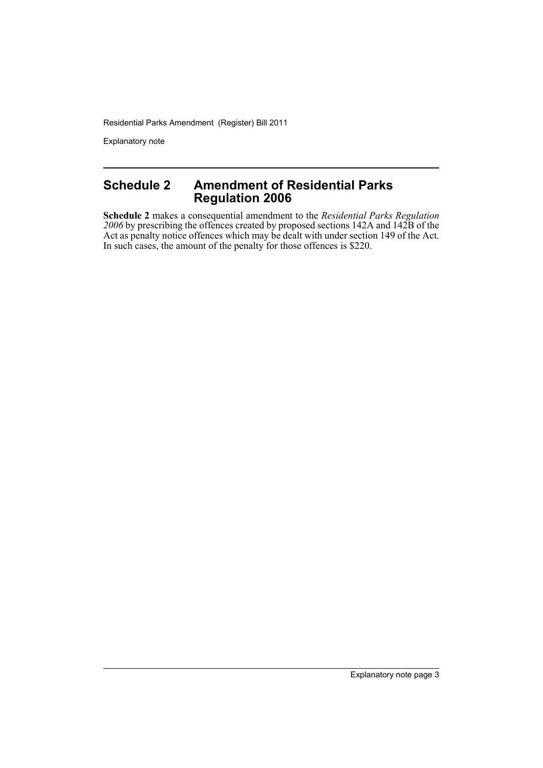## Schedule 2 Amendment of Residential Parks Regulation 2006

**Schedule 2** makes a consequential amendment to the *Residential Parks Regulation 2006* by prescribing the offences created by proposed sections 142A and 142B of the Act as penalty notice offences which may be dealt with under section 149 of the Act. In such cases, the amount of the penalty for those offences is $220.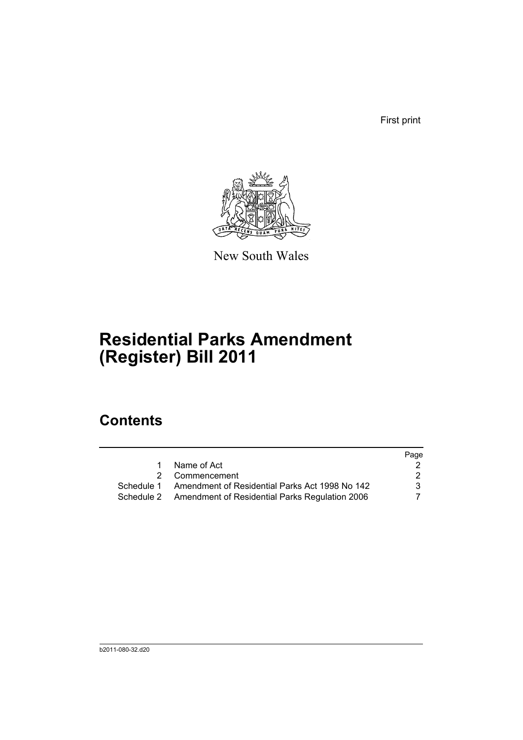First print

New South Wales

# Residential Parks Amendment (Register) Bill 2011

## Contents

| | | Page |
|---|---|---|
| 1 | Name of Act | 2 |
| 2 | Commencement | 2 |
| Schedule 1 | Amendment of Residential Parks Act 1998 No 142 | 3 |
| Schedule 2 | Amendment of Residential Parks Regulation 2006 | 7 |

b2011-080-32.d20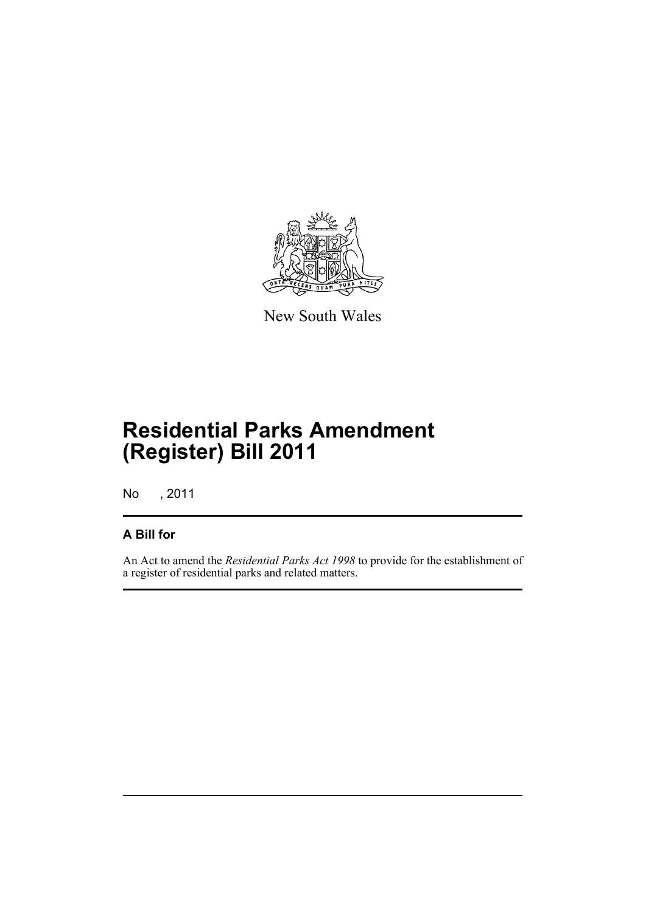New South Wales

# Residential Parks Amendment (Register) Bill 2011

No , 2011

## A Bill for

An Act to amend the *Residential Parks Act 1998* to provide for the establishment of a register of residential parks and related matters.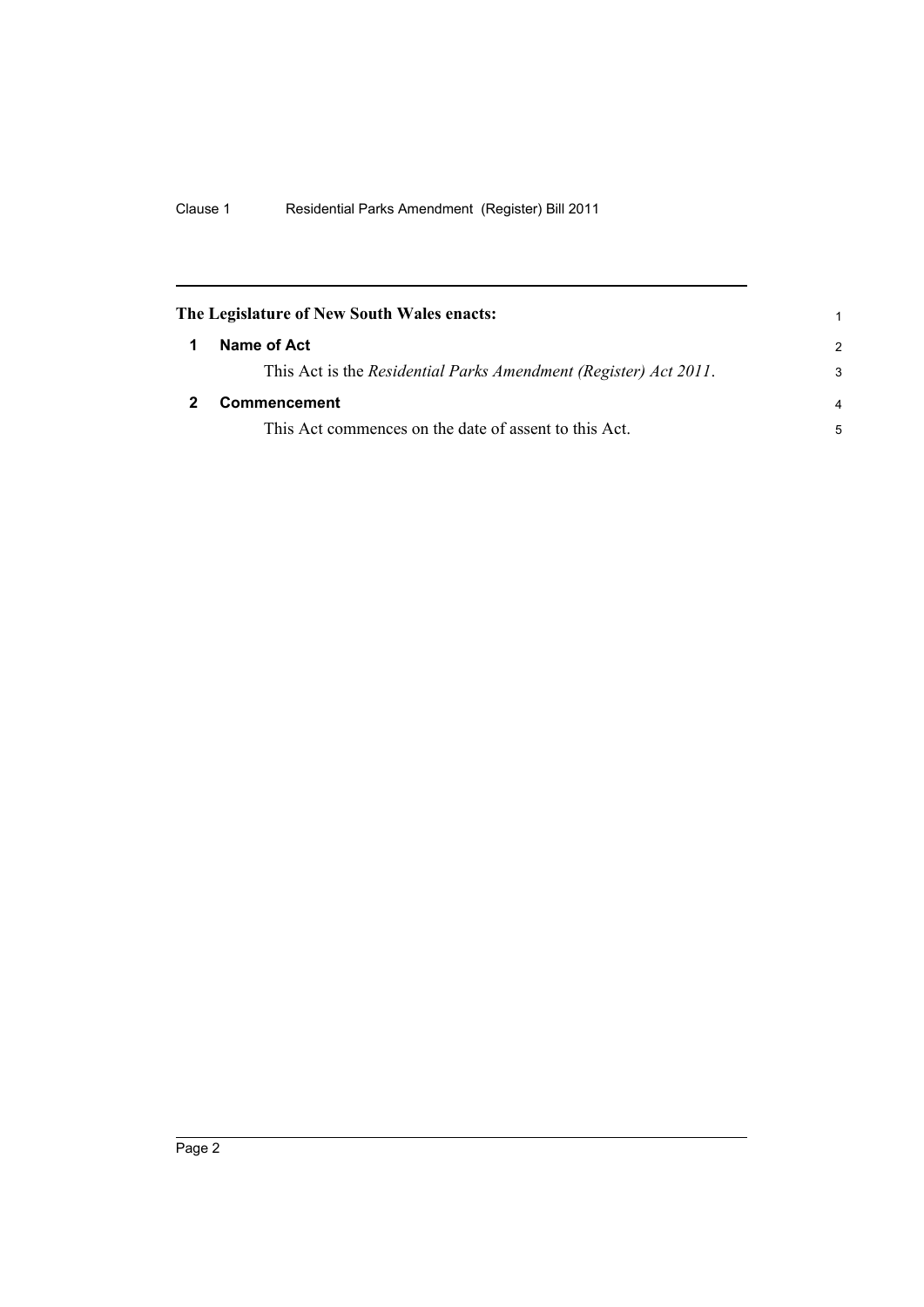**The Legislature of New South Wales enacts:**

## 1 Name of Act

This Act is the *Residential Parks Amendment (Register) Act 2011*.

## 2 Commencement

This Act commences on the date of assent to this Act.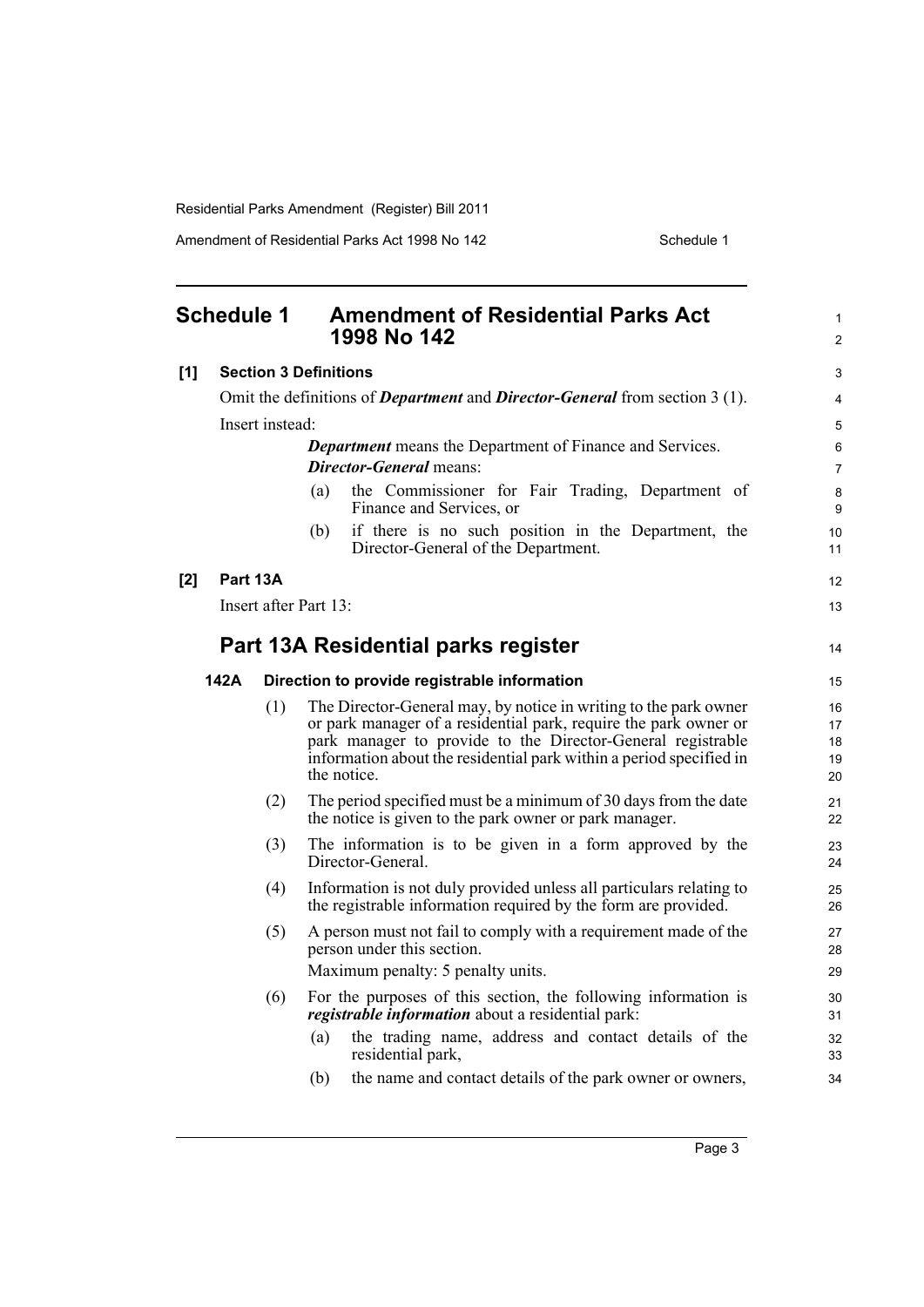## Schedule 1 Amendment of Residential Parks Act 1998 No 142

**[1] Section 3 Definitions**

Omit the definitions of ***Department*** and ***Director-General*** from section 3 (1).

Insert instead:

> ***Department*** means the Department of Finance and Services.
>
> ***Director-General*** means:
>
> (a) the Commissioner for Fair Trading, Department of Finance and Services, or
>
> (b) if there is no such position in the Department, the Director-General of the Department.

**[2] Part 13A**

Insert after Part 13:

## Part 13A Residential parks register

**142A Direction to provide registrable information**

(1) The Director-General may, by notice in writing to the park owner or park manager of a residential park, require the park owner or park manager to provide to the Director-General registrable information about the residential park within a period specified in the notice.

(2) The period specified must be a minimum of 30 days from the date the notice is given to the park owner or park manager.

(3) The information is to be given in a form approved by the Director-General.

(4) Information is not duly provided unless all particulars relating to the registrable information required by the form are provided.

(5) A person must not fail to comply with a requirement made of the person under this section.

Maximum penalty: 5 penalty units.

(6) For the purposes of this section, the following information is ***registrable information*** about a residential park:

(a) the trading name, address and contact details of the residential park,

(b) the name and contact details of the park owner or owners,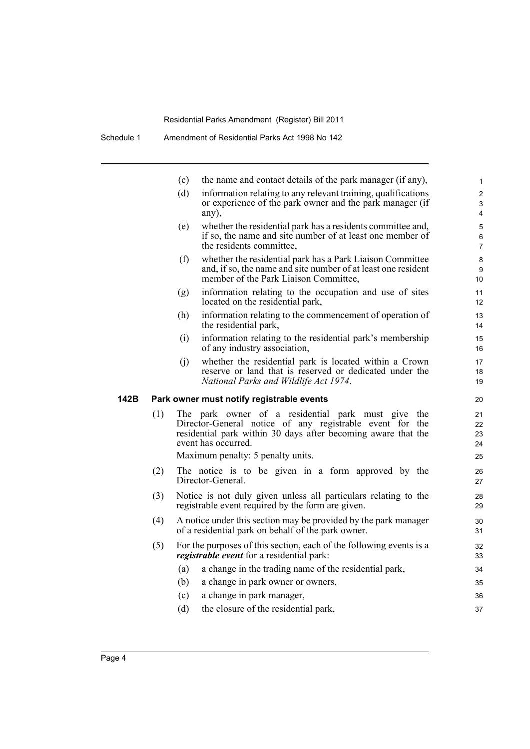(c) the name and contact details of the park manager (if any),

(d) information relating to any relevant training, qualifications or experience of the park owner and the park manager (if any),

(e) whether the residential park has a residents committee and, if so, the name and site number of at least one member of the residents committee,

(f) whether the residential park has a Park Liaison Committee and, if so, the name and site number of at least one resident member of the Park Liaison Committee,

(g) information relating to the occupation and use of sites located on the residential park,

(h) information relating to the commencement of operation of the residential park,

(i) information relating to the residential park's membership of any industry association,

(j) whether the residential park is located within a Crown reserve or land that is reserved or dedicated under the *National Parks and Wildlife Act 1974*.

**142B Park owner must notify registrable events**

(1) The park owner of a residential park must give the Director-General notice of any registrable event for the residential park within 30 days after becoming aware that the event has occurred.

Maximum penalty: 5 penalty units.

(2) The notice is to be given in a form approved by the Director-General.

(3) Notice is not duly given unless all particulars relating to the registrable event required by the form are given.

(4) A notice under this section may be provided by the park manager of a residential park on behalf of the park owner.

(5) For the purposes of this section, each of the following events is a ***registrable event*** for a residential park:

(a) a change in the trading name of the residential park,

(b) a change in park owner or owners,

(c) a change in park manager,

(d) the closure of the residential park,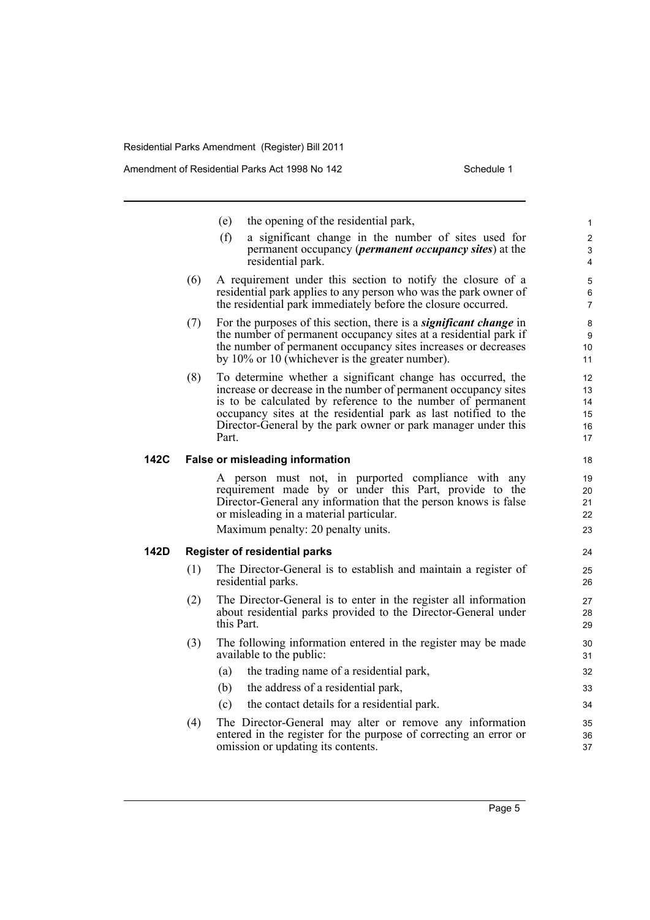(e) the opening of the residential park,

(f) a significant change in the number of sites used for permanent occupancy (***permanent occupancy sites***) at the residential park.

(6) A requirement under this section to notify the closure of a residential park applies to any person who was the park owner of the residential park immediately before the closure occurred.

(7) For the purposes of this section, there is a ***significant change*** in the number of permanent occupancy sites at a residential park if the number of permanent occupancy sites increases or decreases by 10% or 10 (whichever is the greater number).

(8) To determine whether a significant change has occurred, the increase or decrease in the number of permanent occupancy sites is to be calculated by reference to the number of permanent occupancy sites at the residential park as last notified to the Director-General by the park owner or park manager under this Part.

### 142C False or misleading information

A person must not, in purported compliance with any requirement made by or under this Part, provide to the Director-General any information that the person knows is false or misleading in a material particular.

Maximum penalty: 20 penalty units.

### 142D Register of residential parks

(1) The Director-General is to establish and maintain a register of residential parks.

(2) The Director-General is to enter in the register all information about residential parks provided to the Director-General under this Part.

(3) The following information entered in the register may be made available to the public:

(a) the trading name of a residential park,

(b) the address of a residential park,

(c) the contact details for a residential park.

(4) The Director-General may alter or remove any information entered in the register for the purpose of correcting an error or omission or updating its contents.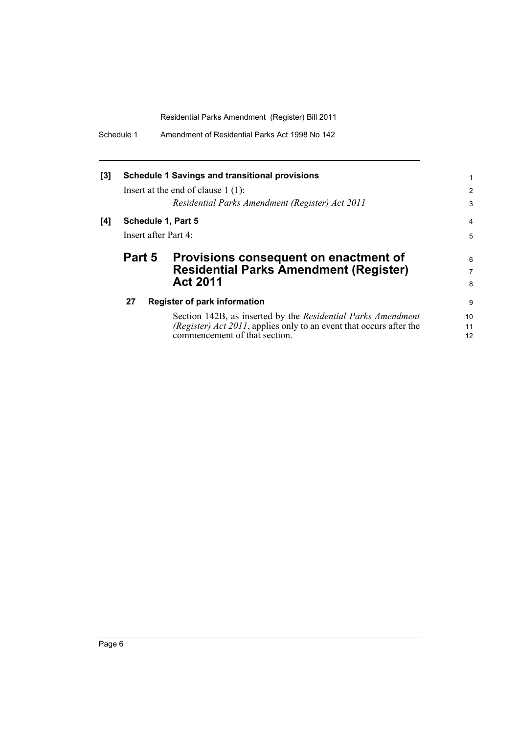**[3] Schedule 1 Savings and transitional provisions**

Insert at the end of clause 1 (1):

*Residential Parks Amendment (Register) Act 2011*

**[4] Schedule 1, Part 5**

Insert after Part 4:

## Part 5 Provisions consequent on enactment of Residential Parks Amendment (Register) Act 2011

**27 Register of park information**

Section 142B, as inserted by the *Residential Parks Amendment (Register) Act 2011*, applies only to an event that occurs after the commencement of that section.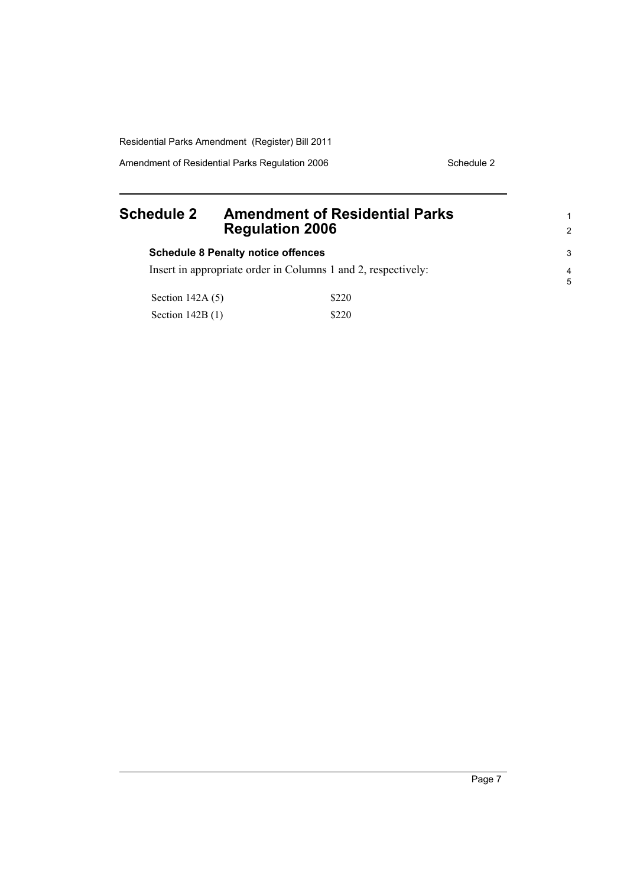# Schedule 2 Amendment of Residential Parks Regulation 2006

### Schedule 8 Penalty notice offences

Insert in appropriate order in Columns 1 and 2, respectively:

| | |
|---|---|
| Section 142A (5) | $220 |
| Section 142B (1) | $220 |